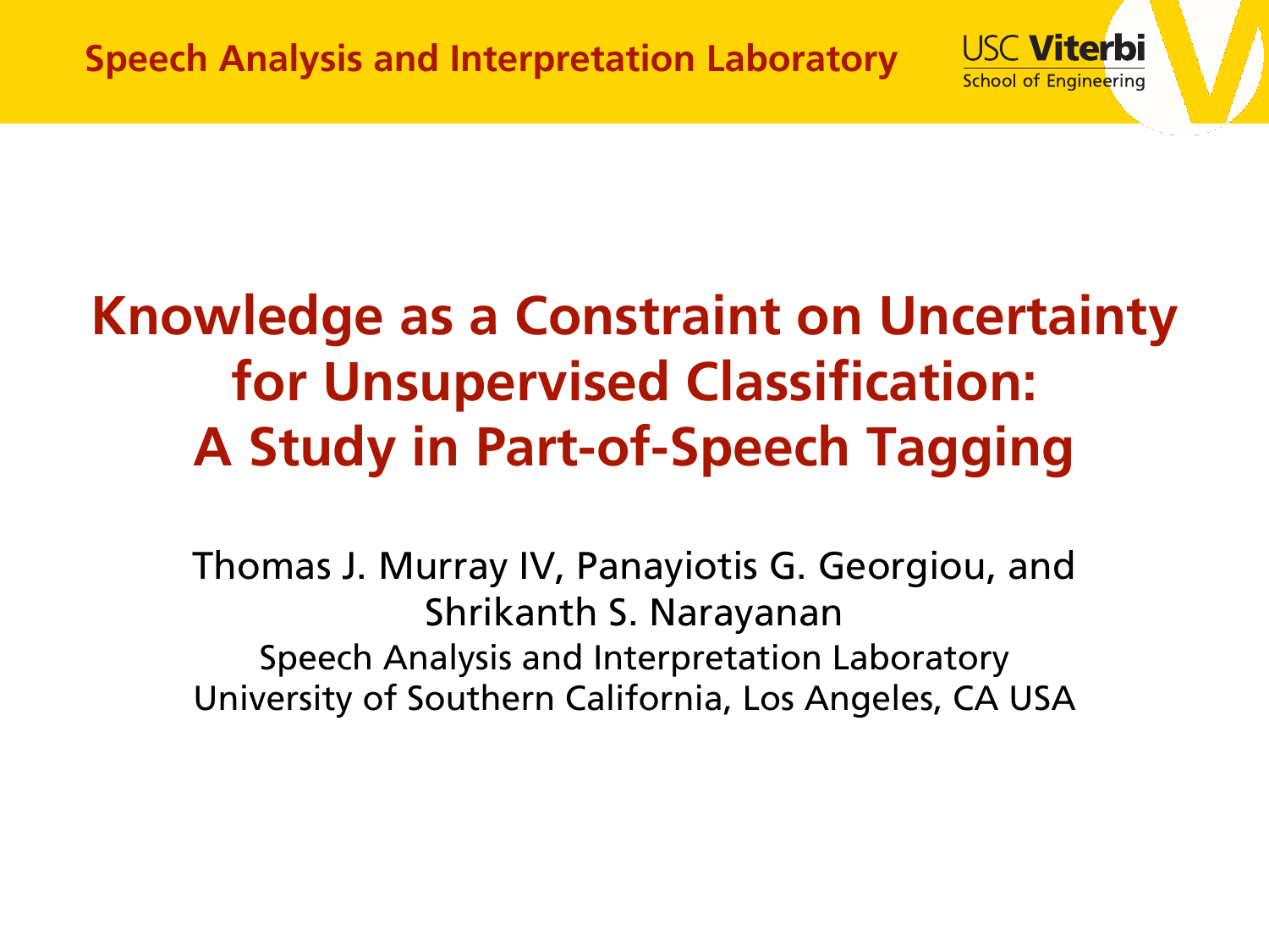# Knowledge as a Constraint on Uncertainty for Unsupervised Classification: A Study in Part-of-Speech Tagging

Thomas J. Murray IV, Panayiotis G. Georgiou, and Shrikanth S. Narayanan

Speech Analysis and Interpretation Laboratory

University of Southern California, Los Angeles, CA USA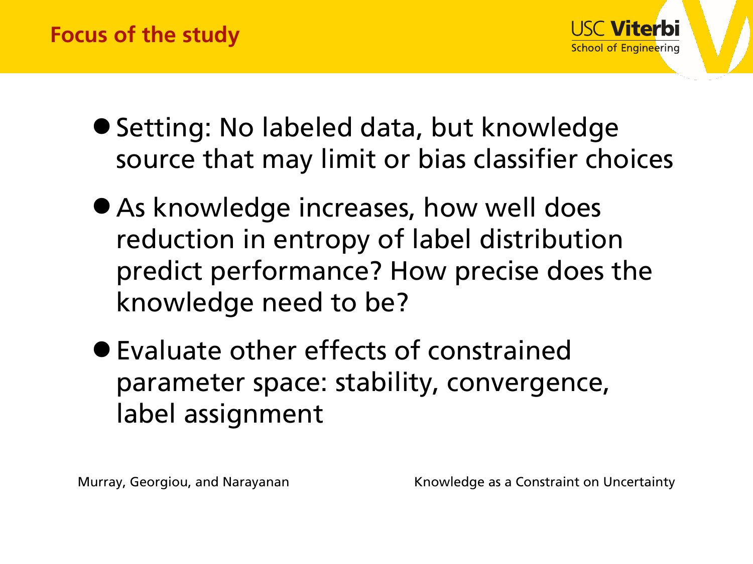## Focus of the study

- Setting: No labeled data, but knowledge source that may limit or bias classifier choices
- As knowledge increases, how well does reduction in entropy of label distribution predict performance? How precise does the knowledge need to be?
- Evaluate other effects of constrained parameter space: stability, convergence, label assignment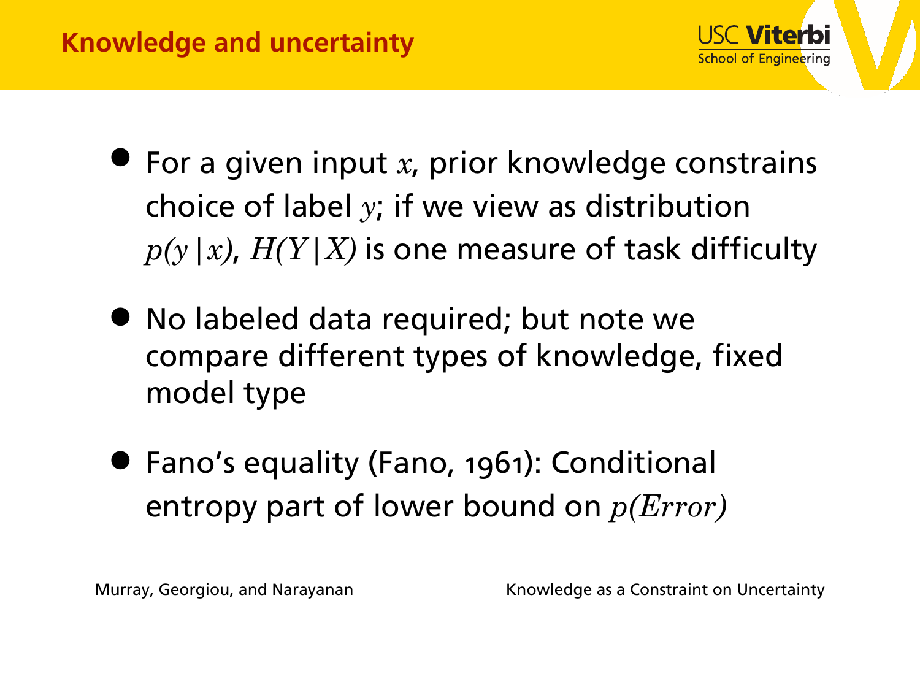# Knowledge and uncertainty

- For a given input $x$, prior knowledge constrains choice of label $y$; if we view as distribution $p(y|x)$, $H(Y|X)$ is one measure of task difficulty
- No labeled data required; but note we compare different types of knowledge, fixed model type
- Fano's equality (Fano, 1961): Conditional entropy part of lower bound on $p(Error)$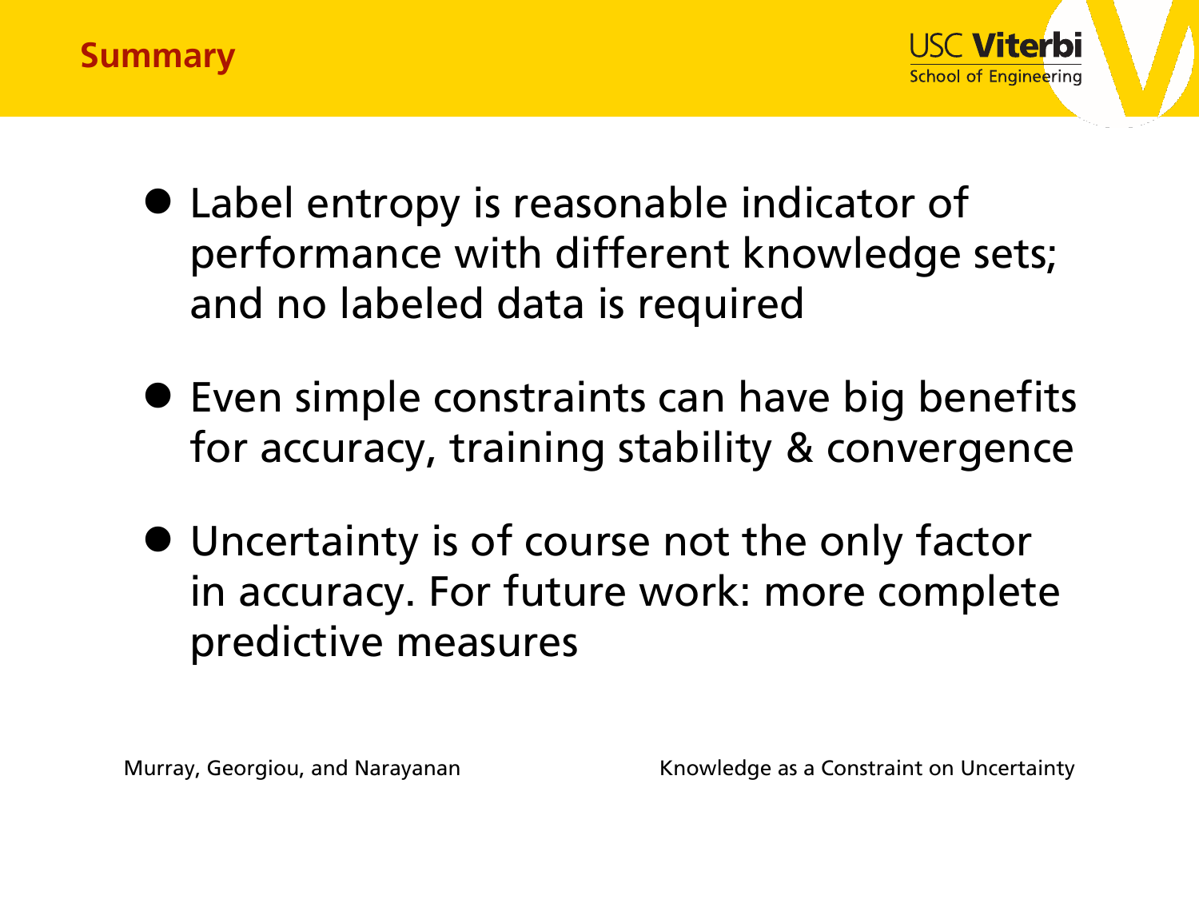# Summary

- Label entropy is reasonable indicator of performance with different knowledge sets; and no labeled data is required
- Even simple constraints can have big benefits for accuracy, training stability & convergence
- Uncertainty is of course not the only factor in accuracy. For future work: more complete predictive measures